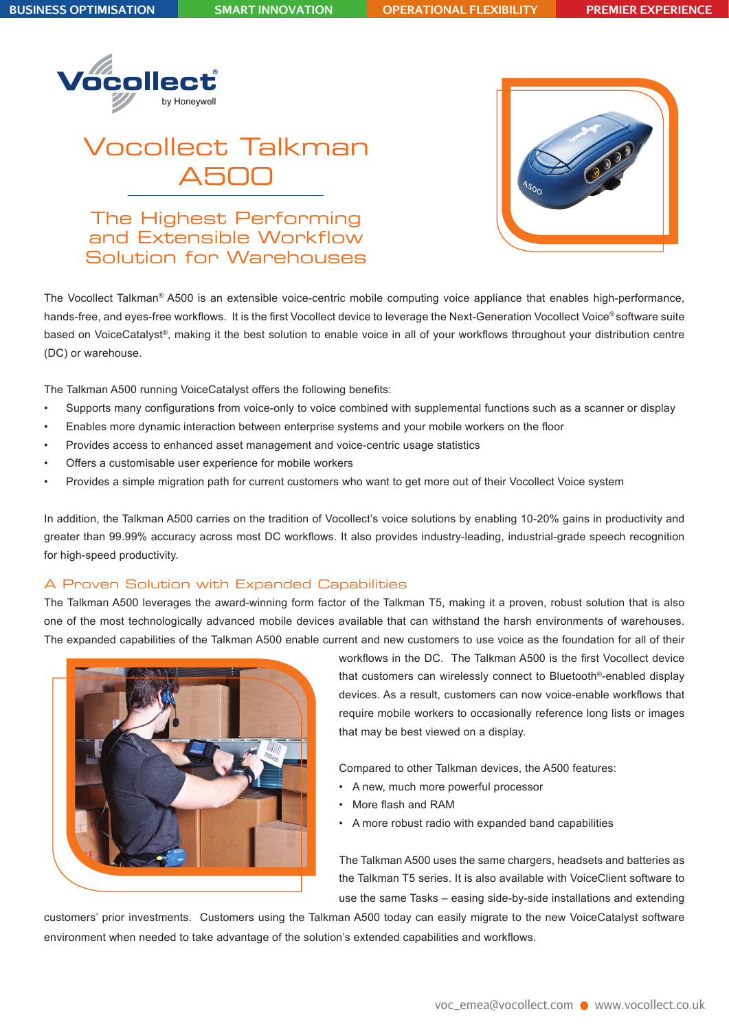BUSINESS OPTIMISATION | SMART INNOVATION | OPERATIONAL FLEXIBILITY | PREMIER EXPERIENCE

Vocollect by Honeywell

# Vocollect Talkman A500

## The Highest Performing and Extensible Workflow Solution for Warehouses

The Vocollect Talkman® A500 is an extensible voice-centric mobile computing voice appliance that enables high-performance, hands-free, and eyes-free workflows. It is the first Vocollect device to leverage the Next-Generation Vocollect Voice® software suite based on VoiceCatalyst®, making it the best solution to enable voice in all of your workflows throughout your distribution centre (DC) or warehouse.

The Talkman A500 running VoiceCatalyst offers the following benefits:

- Supports many configurations from voice-only to voice combined with supplemental functions such as a scanner or display
- Enables more dynamic interaction between enterprise systems and your mobile workers on the floor
- Provides access to enhanced asset management and voice-centric usage statistics
- Offers a customisable user experience for mobile workers
- Provides a simple migration path for current customers who want to get more out of their Vocollect Voice system

In addition, the Talkman A500 carries on the tradition of Vocollect's voice solutions by enabling 10-20% gains in productivity and greater than 99.99% accuracy across most DC workflows. It also provides industry-leading, industrial-grade speech recognition for high-speed productivity.

### A Proven Solution with Expanded Capabilities

The Talkman A500 leverages the award-winning form factor of the Talkman T5, making it a proven, robust solution that is also one of the most technologically advanced mobile devices available that can withstand the harsh environments of warehouses. The expanded capabilities of the Talkman A500 enable current and new customers to use voice as the foundation for all of their workflows in the DC. The Talkman A500 is the first Vocollect device that customers can wirelessly connect to Bluetooth®-enabled display devices. As a result, customers can now voice-enable workflows that require mobile workers to occasionally reference long lists or images that may be best viewed on a display.

Compared to other Talkman devices, the A500 features:

- A new, much more powerful processor
- More flash and RAM
- A more robust radio with expanded band capabilities

The Talkman A500 uses the same chargers, headsets and batteries as the Talkman T5 series. It is also available with VoiceClient software to use the same Tasks – easing side-by-side installations and extending customers' prior investments. Customers using the Talkman A500 today can easily migrate to the new VoiceCatalyst software environment when needed to take advantage of the solution's extended capabilities and workflows.

voc_emea@vocollect.com ● www.vocollect.co.uk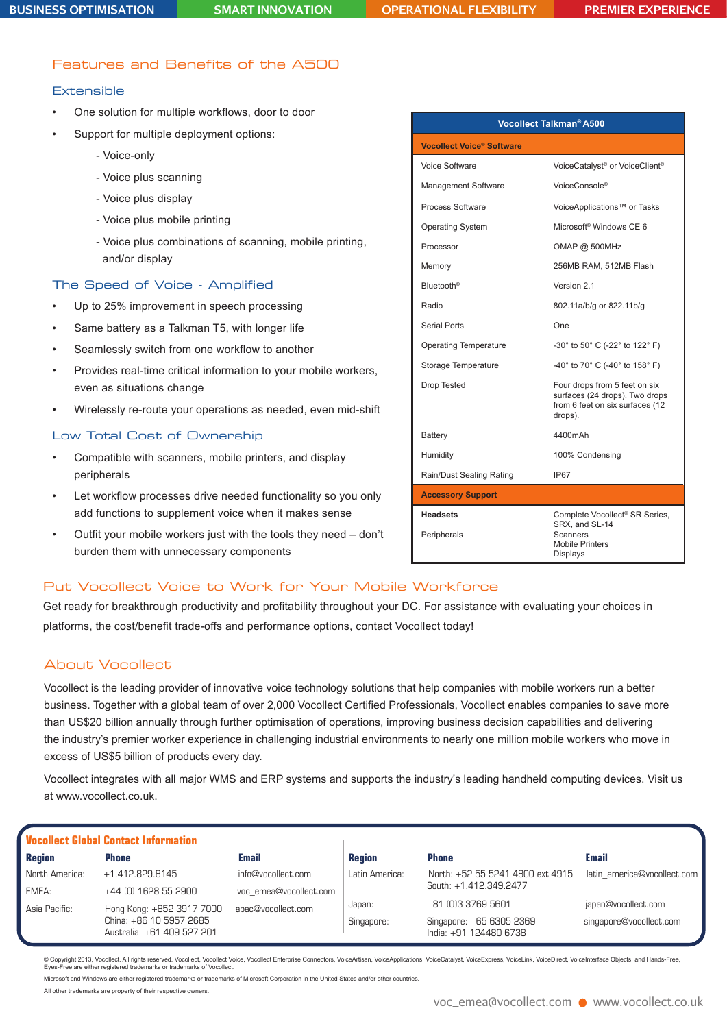BUSINESS OPTIMISATION | SMART INNOVATION | OPERATIONAL FLEXIBILITY | PREMIER EXPERIENCE

## Features and Benefits of the A500

### Extensible

- One solution for multiple workflows, door to door
- Support for multiple deployment options:
  - Voice-only
  - Voice plus scanning
  - Voice plus display
  - Voice plus mobile printing
  - Voice plus combinations of scanning, mobile printing, and/or display

### The Speed of Voice - Amplified

- Up to 25% improvement in speech processing
- Same battery as a Talkman T5, with longer life
- Seamlessly switch from one workflow to another
- Provides real-time critical information to your mobile workers, even as situations change
- Wirelessly re-route your operations as needed, even mid-shift

### Low Total Cost of Ownership

- Compatible with scanners, mobile printers, and display peripherals
- Let workflow processes drive needed functionality so you only add functions to supplement voice when it makes sense
- Outfit your mobile workers just with the tools they need – don't burden them with unnecessary components

| Vocollect Talkman® A500 | |
|---|---|
| **Vocollect Voice® Software** | |
| Voice Software | VoiceCatalyst® or VoiceClient® |
| Management Software | VoiceConsole® |
| Process Software | VoiceApplications™ or Tasks |
| Operating System | Microsoft® Windows CE 6 |
| Processor | OMAP @ 500MHz |
| Memory | 256MB RAM, 512MB Flash |
| Bluetooth® | Version 2.1 |
| Radio | 802.11a/b/g or 822.11b/g |
| Serial Ports | One |
| Operating Temperature | -30° to 50° C (-22° to 122° F) |
| Storage Temperature | -40° to 70° C (-40° to 158° F) |
| Drop Tested | Four drops from 5 feet on six surfaces (24 drops). Two drops from 6 feet on six surfaces (12 drops). |
| Battery | 4400mAh |
| Humidity | 100% Condensing |
| Rain/Dust Sealing Rating | IP67 |
| **Accessory Support** | |
| **Headsets** | Complete Vocollect® SR Series, SRX, and SL-14 |
| Peripherals | Scanners<br>Mobile Printers<br>Displays |

## Put Vocollect Voice to Work for Your Mobile Workforce

Get ready for breakthrough productivity and profitability throughout your DC. For assistance with evaluating your choices in platforms, the cost/benefit trade-offs and performance options, contact Vocollect today!

## About Vocollect

Vocollect is the leading provider of innovative voice technology solutions that help companies with mobile workers run a better business. Together with a global team of over 2,000 Vocollect Certified Professionals, Vocollect enables companies to save more than US$20 billion annually through further optimisation of operations, improving business decision capabilities and delivering the industry's premier worker experience in challenging industrial environments to nearly one million mobile workers who move in excess of US$5 billion of products every day.

Vocollect integrates with all major WMS and ERP systems and supports the industry's leading handheld computing devices. Visit us at www.vocollect.co.uk.

### Vocollect Global Contact Information

| Region | Phone | Email |
|---|---|---|
| North America: | +1.412.829.8145 | info@vocollect.com |
| EMEA: | +44 (0) 1628 55 2900 | voc_emea@vocollect.com |
| Asia Pacific: | Hong Kong: +852 3917 7000<br>China: +86 10 5957 2685<br>Australia: +61 409 527 201 | apac@vocollect.com |
| Latin America: | North: +52 55 5241 4800 ext 4915<br>South: +1.412.349.2477 | latin_america@vocollect.com |
| Japan: | +81 (0)3 3769 5601 | japan@vocollect.com |
| Singapore: | Singapore: +65 6305 2369<br>India: +91 124480 6738 | singapore@vocollect.com |

© Copyright 2013. Vocollect. All rights reserved. Vocollect, Vocollect Voice, Vocollect Enterprise Connectors, VoiceArtisan, VoiceApplications, VoiceCatalyst, VoiceExpress, VoiceLink, VoiceDirect, VoiceInterface Objects, and Hands-Free, Eyes-Free are either registered trademarks or trademarks of Vocollect.

Microsoft and Windows are either registered trademarks or trademarks of Microsoft Corporation in the United States and/or other countries.

All other trademarks are property of their respective owners.

voc_emea@vocollect.com ● www.vocollect.co.uk